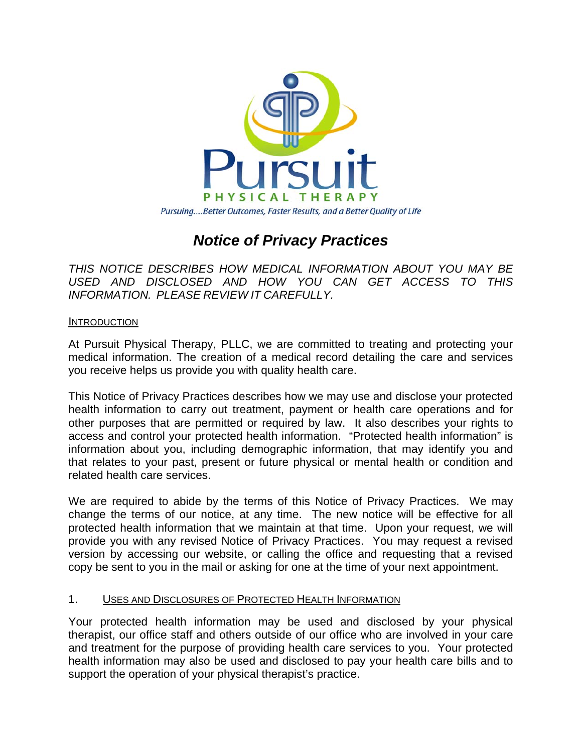Pursuit

PHYSICAL THERAPY

*Pursuing....Better Outcomes, Faster Results, and a Better Quality of Life*

# ***Notice of Privacy Practices***

*THIS NOTICE DESCRIBES HOW MEDICAL INFORMATION ABOUT YOU MAY BE USED AND DISCLOSED AND HOW YOU CAN GET ACCESS TO THIS INFORMATION. PLEASE REVIEW IT CAREFULLY.*

## INTRODUCTION

At Pursuit Physical Therapy, PLLC, we are committed to treating and protecting your medical information. The creation of a medical record detailing the care and services you receive helps us provide you with quality health care.

This Notice of Privacy Practices describes how we may use and disclose your protected health information to carry out treatment, payment or health care operations and for other purposes that are permitted or required by law. It also describes your rights to access and control your protected health information. "Protected health information" is information about you, including demographic information, that may identify you and that relates to your past, present or future physical or mental health or condition and related health care services.

We are required to abide by the terms of this Notice of Privacy Practices. We may change the terms of our notice, at any time. The new notice will be effective for all protected health information that we maintain at that time. Upon your request, we will provide you with any revised Notice of Privacy Practices. You may request a revised version by accessing our website, or calling the office and requesting that a revised copy be sent to you in the mail or asking for one at the time of your next appointment.

## 1. USES AND DISCLOSURES OF PROTECTED HEALTH INFORMATION

Your protected health information may be used and disclosed by your physical therapist, our office staff and others outside of our office who are involved in your care and treatment for the purpose of providing health care services to you. Your protected health information may also be used and disclosed to pay your health care bills and to support the operation of your physical therapist's practice.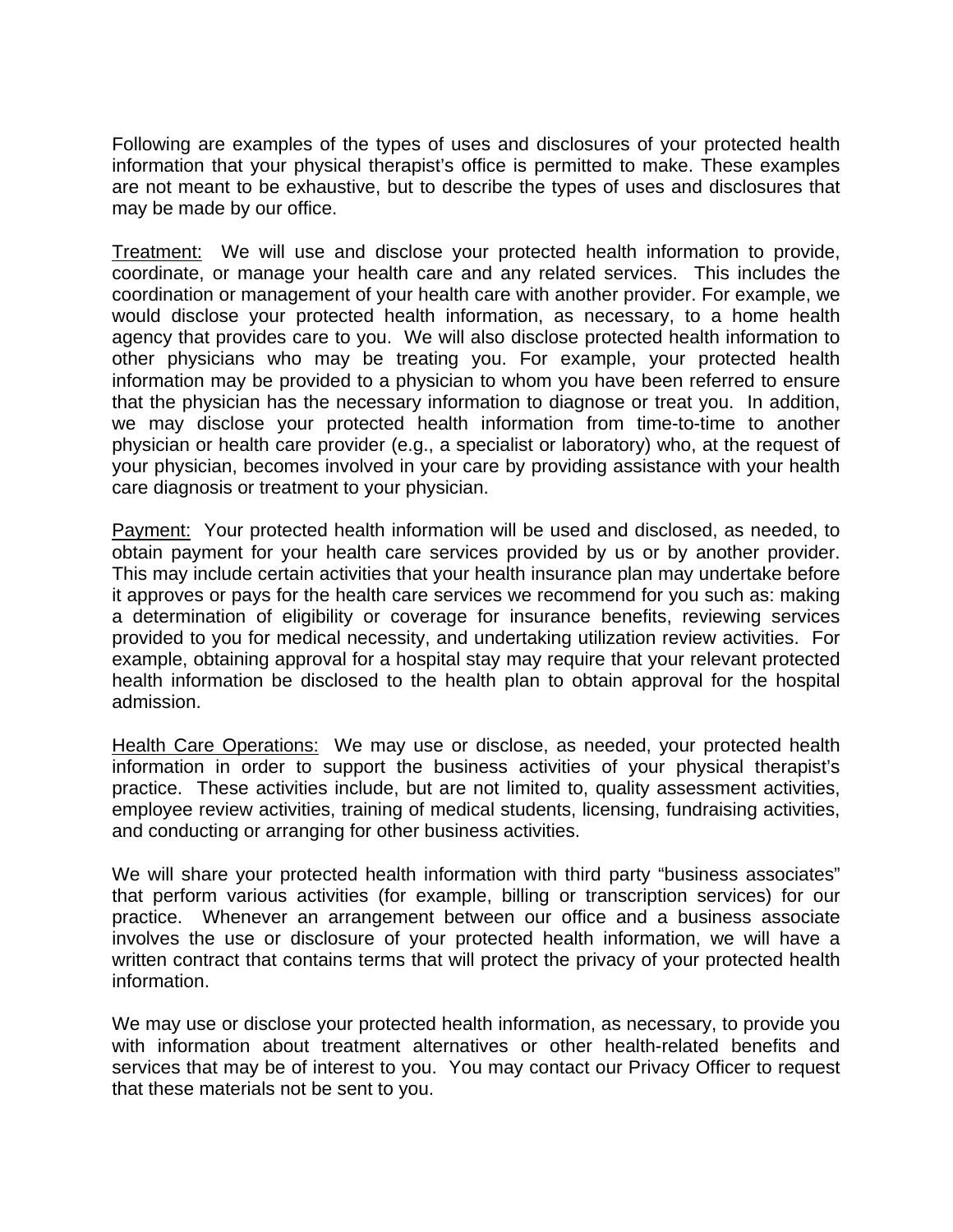Following are examples of the types of uses and disclosures of your protected health information that your physical therapist's office is permitted to make. These examples are not meant to be exhaustive, but to describe the types of uses and disclosures that may be made by our office.

<u>Treatment:</u> We will use and disclose your protected health information to provide, coordinate, or manage your health care and any related services. This includes the coordination or management of your health care with another provider. For example, we would disclose your protected health information, as necessary, to a home health agency that provides care to you. We will also disclose protected health information to other physicians who may be treating you. For example, your protected health information may be provided to a physician to whom you have been referred to ensure that the physician has the necessary information to diagnose or treat you. In addition, we may disclose your protected health information from time-to-time to another physician or health care provider (e.g., a specialist or laboratory) who, at the request of your physician, becomes involved in your care by providing assistance with your health care diagnosis or treatment to your physician.

<u>Payment:</u> Your protected health information will be used and disclosed, as needed, to obtain payment for your health care services provided by us or by another provider. This may include certain activities that your health insurance plan may undertake before it approves or pays for the health care services we recommend for you such as: making a determination of eligibility or coverage for insurance benefits, reviewing services provided to you for medical necessity, and undertaking utilization review activities. For example, obtaining approval for a hospital stay may require that your relevant protected health information be disclosed to the health plan to obtain approval for the hospital admission.

<u>Health Care Operations:</u> We may use or disclose, as needed, your protected health information in order to support the business activities of your physical therapist's practice. These activities include, but are not limited to, quality assessment activities, employee review activities, training of medical students, licensing, fundraising activities, and conducting or arranging for other business activities.

We will share your protected health information with third party "business associates" that perform various activities (for example, billing or transcription services) for our practice. Whenever an arrangement between our office and a business associate involves the use or disclosure of your protected health information, we will have a written contract that contains terms that will protect the privacy of your protected health information.

We may use or disclose your protected health information, as necessary, to provide you with information about treatment alternatives or other health-related benefits and services that may be of interest to you. You may contact our Privacy Officer to request that these materials not be sent to you.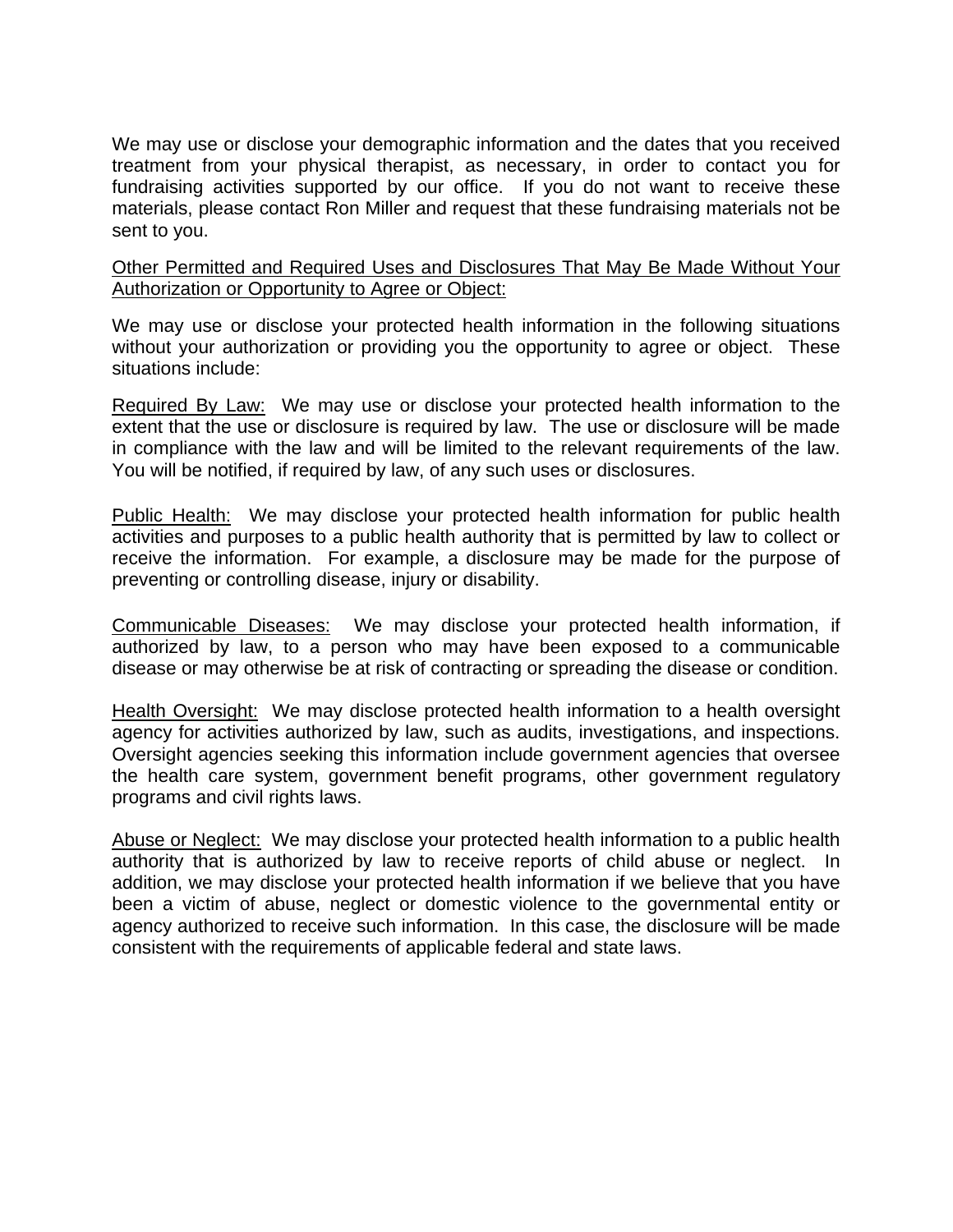We may use or disclose your demographic information and the dates that you received treatment from your physical therapist, as necessary, in order to contact you for fundraising activities supported by our office. If you do not want to receive these materials, please contact Ron Miller and request that these fundraising materials not be sent to you.

<u>Other Permitted and Required Uses and Disclosures That May Be Made Without Your Authorization or Opportunity to Agree or Object:</u>

We may use or disclose your protected health information in the following situations without your authorization or providing you the opportunity to agree or object. These situations include:

<u>Required By Law:</u> We may use or disclose your protected health information to the extent that the use or disclosure is required by law. The use or disclosure will be made in compliance with the law and will be limited to the relevant requirements of the law. You will be notified, if required by law, of any such uses or disclosures.

<u>Public Health:</u> We may disclose your protected health information for public health activities and purposes to a public health authority that is permitted by law to collect or receive the information. For example, a disclosure may be made for the purpose of preventing or controlling disease, injury or disability.

<u>Communicable Diseases:</u> We may disclose your protected health information, if authorized by law, to a person who may have been exposed to a communicable disease or may otherwise be at risk of contracting or spreading the disease or condition.

<u>Health Oversight:</u> We may disclose protected health information to a health oversight agency for activities authorized by law, such as audits, investigations, and inspections. Oversight agencies seeking this information include government agencies that oversee the health care system, government benefit programs, other government regulatory programs and civil rights laws.

<u>Abuse or Neglect:</u> We may disclose your protected health information to a public health authority that is authorized by law to receive reports of child abuse or neglect. In addition, we may disclose your protected health information if we believe that you have been a victim of abuse, neglect or domestic violence to the governmental entity or agency authorized to receive such information. In this case, the disclosure will be made consistent with the requirements of applicable federal and state laws.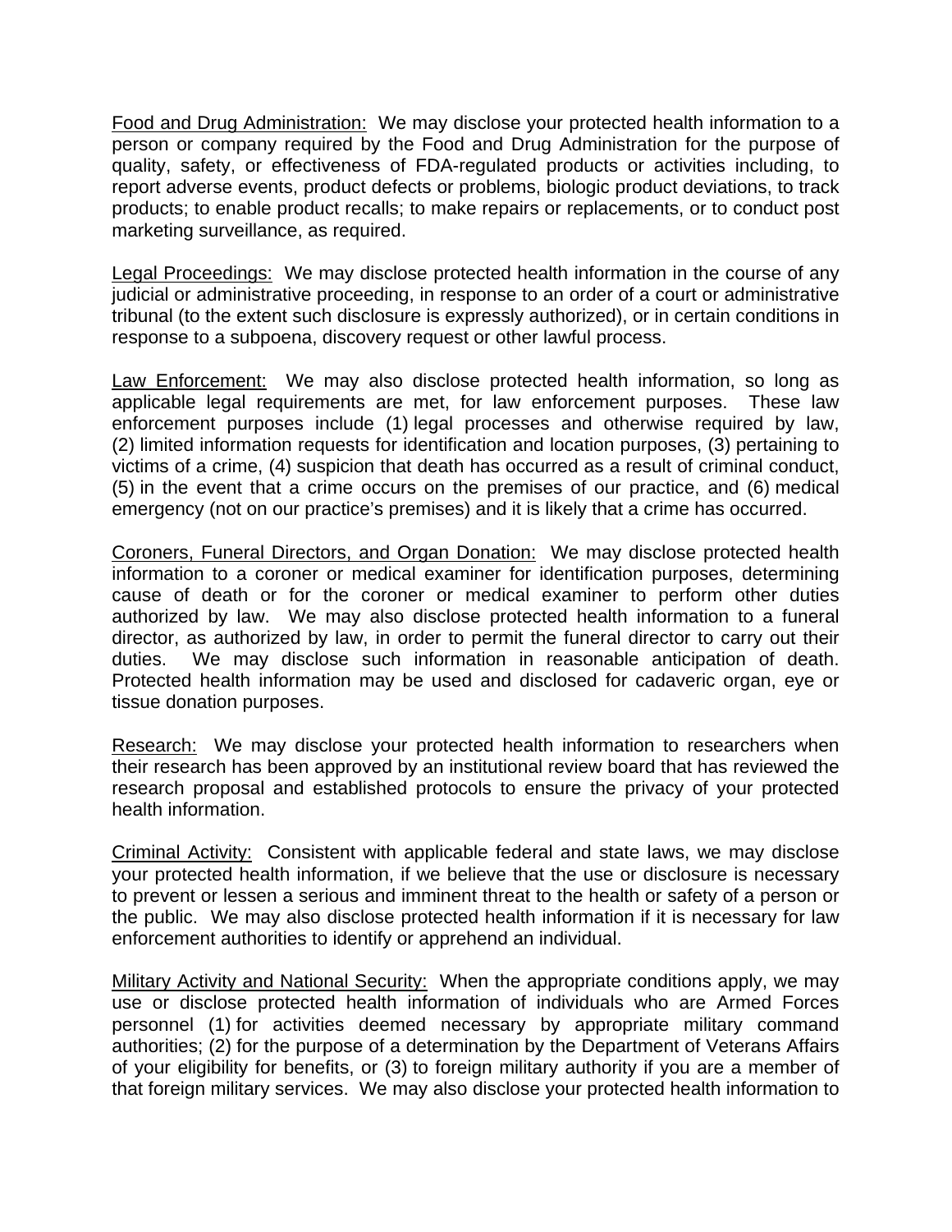<u>Food and Drug Administration:</u> We may disclose your protected health information to a person or company required by the Food and Drug Administration for the purpose of quality, safety, or effectiveness of FDA-regulated products or activities including, to report adverse events, product defects or problems, biologic product deviations, to track products; to enable product recalls; to make repairs or replacements, or to conduct post marketing surveillance, as required.

<u>Legal Proceedings:</u> We may disclose protected health information in the course of any judicial or administrative proceeding, in response to an order of a court or administrative tribunal (to the extent such disclosure is expressly authorized), or in certain conditions in response to a subpoena, discovery request or other lawful process.

<u>Law Enforcement:</u> We may also disclose protected health information, so long as applicable legal requirements are met, for law enforcement purposes. These law enforcement purposes include (1) legal processes and otherwise required by law, (2) limited information requests for identification and location purposes, (3) pertaining to victims of a crime, (4) suspicion that death has occurred as a result of criminal conduct, (5) in the event that a crime occurs on the premises of our practice, and (6) medical emergency (not on our practice's premises) and it is likely that a crime has occurred.

<u>Coroners, Funeral Directors, and Organ Donation:</u> We may disclose protected health information to a coroner or medical examiner for identification purposes, determining cause of death or for the coroner or medical examiner to perform other duties authorized by law. We may also disclose protected health information to a funeral director, as authorized by law, in order to permit the funeral director to carry out their duties. We may disclose such information in reasonable anticipation of death. Protected health information may be used and disclosed for cadaveric organ, eye or tissue donation purposes.

<u>Research:</u> We may disclose your protected health information to researchers when their research has been approved by an institutional review board that has reviewed the research proposal and established protocols to ensure the privacy of your protected health information.

<u>Criminal Activity:</u> Consistent with applicable federal and state laws, we may disclose your protected health information, if we believe that the use or disclosure is necessary to prevent or lessen a serious and imminent threat to the health or safety of a person or the public. We may also disclose protected health information if it is necessary for law enforcement authorities to identify or apprehend an individual.

<u>Military Activity and National Security:</u> When the appropriate conditions apply, we may use or disclose protected health information of individuals who are Armed Forces personnel (1) for activities deemed necessary by appropriate military command authorities; (2) for the purpose of a determination by the Department of Veterans Affairs of your eligibility for benefits, or (3) to foreign military authority if you are a member of that foreign military services. We may also disclose your protected health information to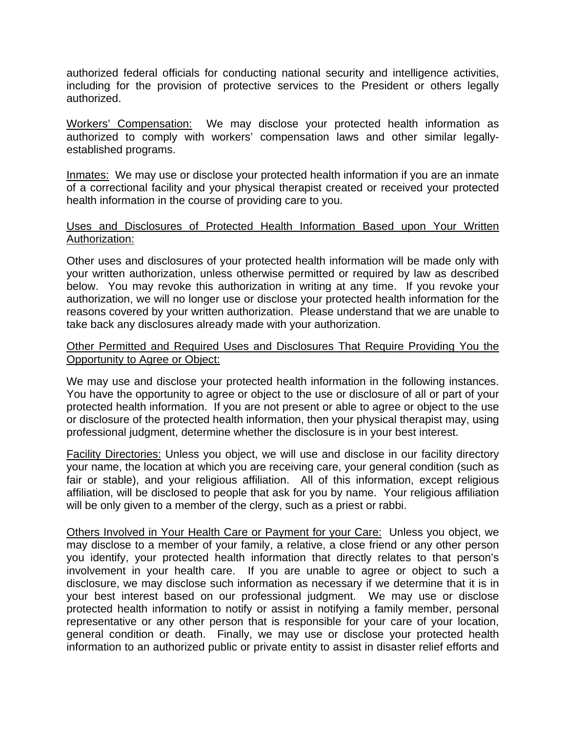authorized federal officials for conducting national security and intelligence activities, including for the provision of protective services to the President or others legally authorized.

<u>Workers' Compensation:</u> We may disclose your protected health information as authorized to comply with workers' compensation laws and other similar legally-established programs.

<u>Inmates:</u> We may use or disclose your protected health information if you are an inmate of a correctional facility and your physical therapist created or received your protected health information in the course of providing care to you.

<u>Uses and Disclosures of Protected Health Information Based upon Your Written Authorization:</u>

Other uses and disclosures of your protected health information will be made only with your written authorization, unless otherwise permitted or required by law as described below. You may revoke this authorization in writing at any time. If you revoke your authorization, we will no longer use or disclose your protected health information for the reasons covered by your written authorization. Please understand that we are unable to take back any disclosures already made with your authorization.

<u>Other Permitted and Required Uses and Disclosures That Require Providing You the Opportunity to Agree or Object:</u>

We may use and disclose your protected health information in the following instances. You have the opportunity to agree or object to the use or disclosure of all or part of your protected health information. If you are not present or able to agree or object to the use or disclosure of the protected health information, then your physical therapist may, using professional judgment, determine whether the disclosure is in your best interest.

<u>Facility Directories:</u> Unless you object, we will use and disclose in our facility directory your name, the location at which you are receiving care, your general condition (such as fair or stable), and your religious affiliation. All of this information, except religious affiliation, will be disclosed to people that ask for you by name. Your religious affiliation will be only given to a member of the clergy, such as a priest or rabbi.

<u>Others Involved in Your Health Care or Payment for your Care:</u> Unless you object, we may disclose to a member of your family, a relative, a close friend or any other person you identify, your protected health information that directly relates to that person's involvement in your health care. If you are unable to agree or object to such a disclosure, we may disclose such information as necessary if we determine that it is in your best interest based on our professional judgment. We may use or disclose protected health information to notify or assist in notifying a family member, personal representative or any other person that is responsible for your care of your location, general condition or death. Finally, we may use or disclose your protected health information to an authorized public or private entity to assist in disaster relief efforts and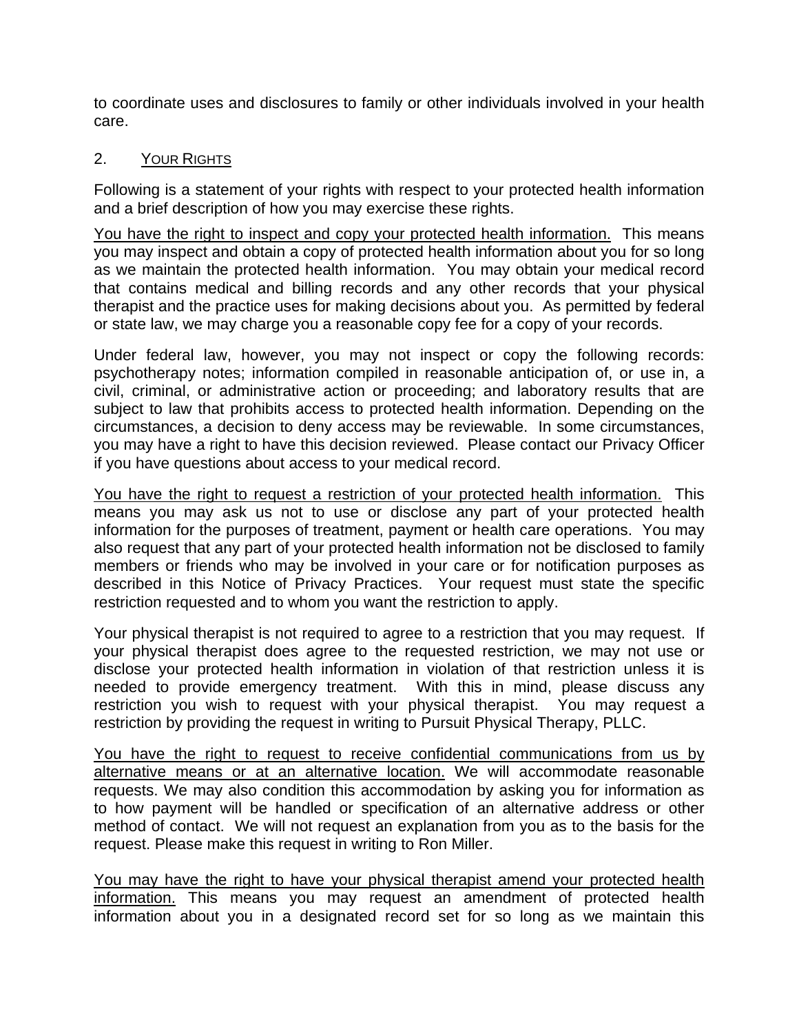to coordinate uses and disclosures to family or other individuals involved in your health care.

## 2. <u>Your Rights</u>

Following is a statement of your rights with respect to your protected health information and a brief description of how you may exercise these rights.

<u>You have the right to inspect and copy your protected health information.</u> This means you may inspect and obtain a copy of protected health information about you for so long as we maintain the protected health information. You may obtain your medical record that contains medical and billing records and any other records that your physical therapist and the practice uses for making decisions about you. As permitted by federal or state law, we may charge you a reasonable copy fee for a copy of your records.

Under federal law, however, you may not inspect or copy the following records: psychotherapy notes; information compiled in reasonable anticipation of, or use in, a civil, criminal, or administrative action or proceeding; and laboratory results that are subject to law that prohibits access to protected health information. Depending on the circumstances, a decision to deny access may be reviewable. In some circumstances, you may have a right to have this decision reviewed. Please contact our Privacy Officer if you have questions about access to your medical record.

<u>You have the right to request a restriction of your protected health information.</u> This means you may ask us not to use or disclose any part of your protected health information for the purposes of treatment, payment or health care operations. You may also request that any part of your protected health information not be disclosed to family members or friends who may be involved in your care or for notification purposes as described in this Notice of Privacy Practices. Your request must state the specific restriction requested and to whom you want the restriction to apply.

Your physical therapist is not required to agree to a restriction that you may request. If your physical therapist does agree to the requested restriction, we may not use or disclose your protected health information in violation of that restriction unless it is needed to provide emergency treatment. With this in mind, please discuss any restriction you wish to request with your physical therapist. You may request a restriction by providing the request in writing to Pursuit Physical Therapy, PLLC.

<u>You have the right to request to receive confidential communications from us by alternative means or at an alternative location.</u> We will accommodate reasonable requests. We may also condition this accommodation by asking you for information as to how payment will be handled or specification of an alternative address or other method of contact. We will not request an explanation from you as to the basis for the request. Please make this request in writing to Ron Miller.

<u>You may have the right to have your physical therapist amend your protected health information.</u> This means you may request an amendment of protected health information about you in a designated record set for so long as we maintain this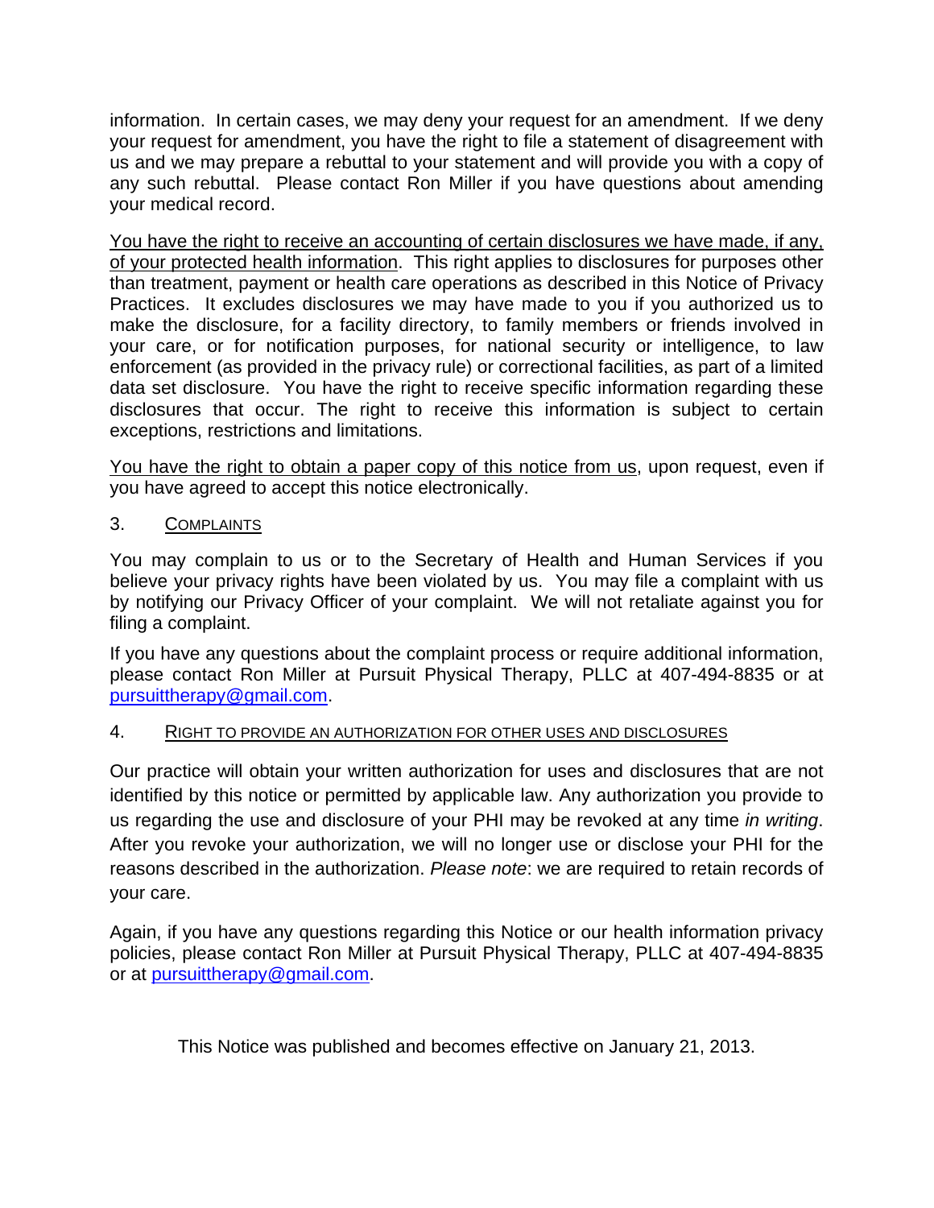information. In certain cases, we may deny your request for an amendment. If we deny your request for amendment, you have the right to file a statement of disagreement with us and we may prepare a rebuttal to your statement and will provide you with a copy of any such rebuttal. Please contact Ron Miller if you have questions about amending your medical record.

<u>You have the right to receive an accounting of certain disclosures we have made, if any, of your protected health information</u>. This right applies to disclosures for purposes other than treatment, payment or health care operations as described in this Notice of Privacy Practices. It excludes disclosures we may have made to you if you authorized us to make the disclosure, for a facility directory, to family members or friends involved in your care, or for notification purposes, for national security or intelligence, to law enforcement (as provided in the privacy rule) or correctional facilities, as part of a limited data set disclosure. You have the right to receive specific information regarding these disclosures that occur. The right to receive this information is subject to certain exceptions, restrictions and limitations.

<u>You have the right to obtain a paper copy of this notice from us</u>, upon request, even if you have agreed to accept this notice electronically.

### 3. <u>Complaints</u>

You may complain to us or to the Secretary of Health and Human Services if you believe your privacy rights have been violated by us. You may file a complaint with us by notifying our Privacy Officer of your complaint. We will not retaliate against you for filing a complaint.

If you have any questions about the complaint process or require additional information, please contact Ron Miller at Pursuit Physical Therapy, PLLC at 407-494-8835 or at pursuittherapy@gmail.com.

### 4. <u>Right to provide an authorization for other uses and disclosures</u>

Our practice will obtain your written authorization for uses and disclosures that are not identified by this notice or permitted by applicable law. Any authorization you provide to us regarding the use and disclosure of your PHI may be revoked at any time *in writing*. After you revoke your authorization, we will no longer use or disclose your PHI for the reasons described in the authorization. *Please note*: we are required to retain records of your care.

Again, if you have any questions regarding this Notice or our health information privacy policies, please contact Ron Miller at Pursuit Physical Therapy, PLLC at 407-494-8835 or at pursuittherapy@gmail.com.

This Notice was published and becomes effective on January 21, 2013.